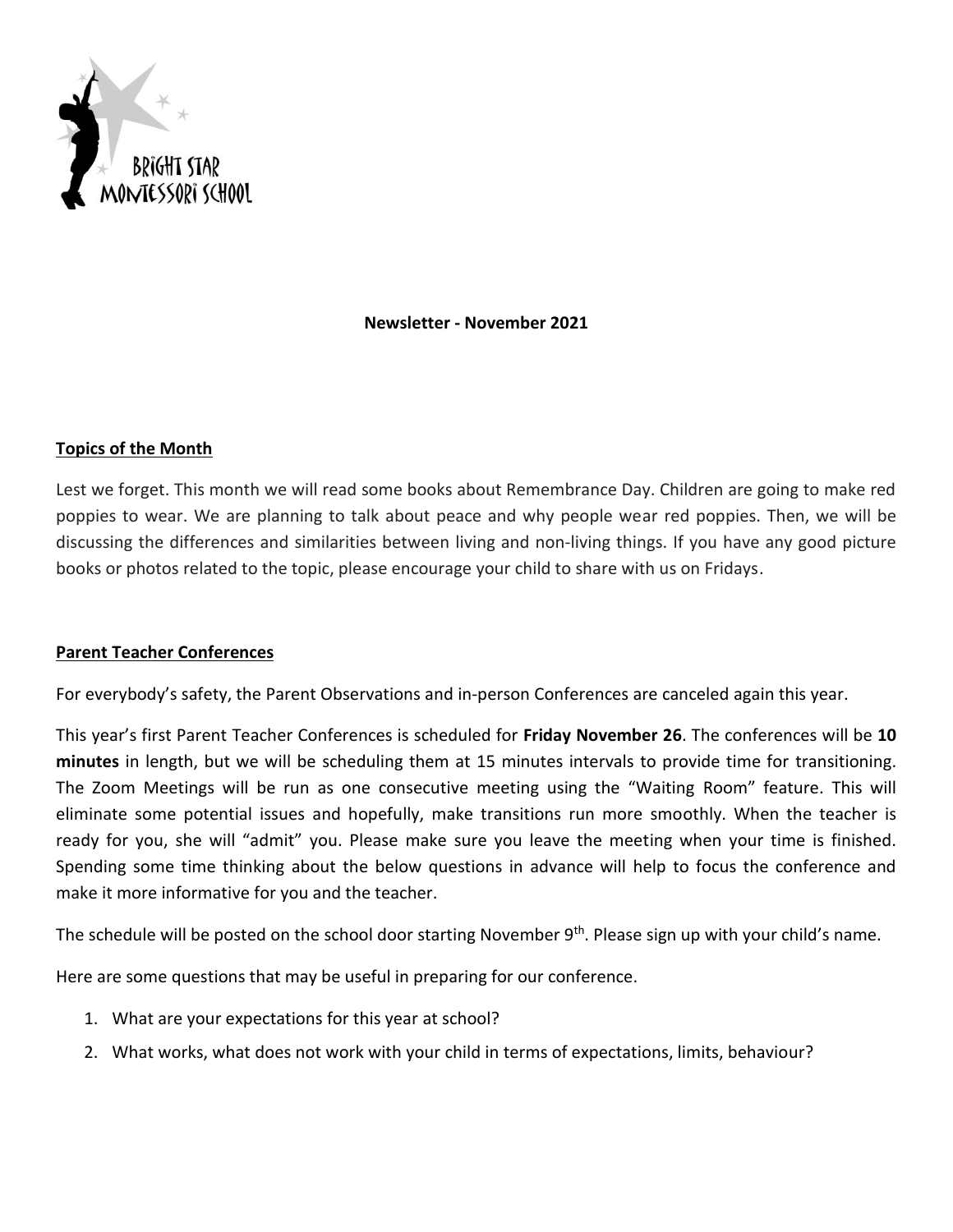BRIGHT STAR
MONTESSORI SCHOOL

**Newsletter - November 2021**

## Topics of the Month

Lest we forget. This month we will read some books about Remembrance Day. Children are going to make red poppies to wear. We are planning to talk about peace and why people wear red poppies. Then, we will be discussing the differences and similarities between living and non-living things. If you have any good picture books or photos related to the topic, please encourage your child to share with us on Fridays.

## Parent Teacher Conferences

For everybody's safety, the Parent Observations and in-person Conferences are canceled again this year.

This year's first Parent Teacher Conferences is scheduled for **Friday November 26**. The conferences will be **10 minutes** in length, but we will be scheduling them at 15 minutes intervals to provide time for transitioning. The Zoom Meetings will be run as one consecutive meeting using the "Waiting Room" feature. This will eliminate some potential issues and hopefully, make transitions run more smoothly. When the teacher is ready for you, she will "admit" you. Please make sure you leave the meeting when your time is finished. Spending some time thinking about the below questions in advance will help to focus the conference and make it more informative for you and the teacher.

The schedule will be posted on the school door starting November 9th. Please sign up with your child's name.

Here are some questions that may be useful in preparing for our conference.

1. What are your expectations for this year at school?
2. What works, what does not work with your child in terms of expectations, limits, behaviour?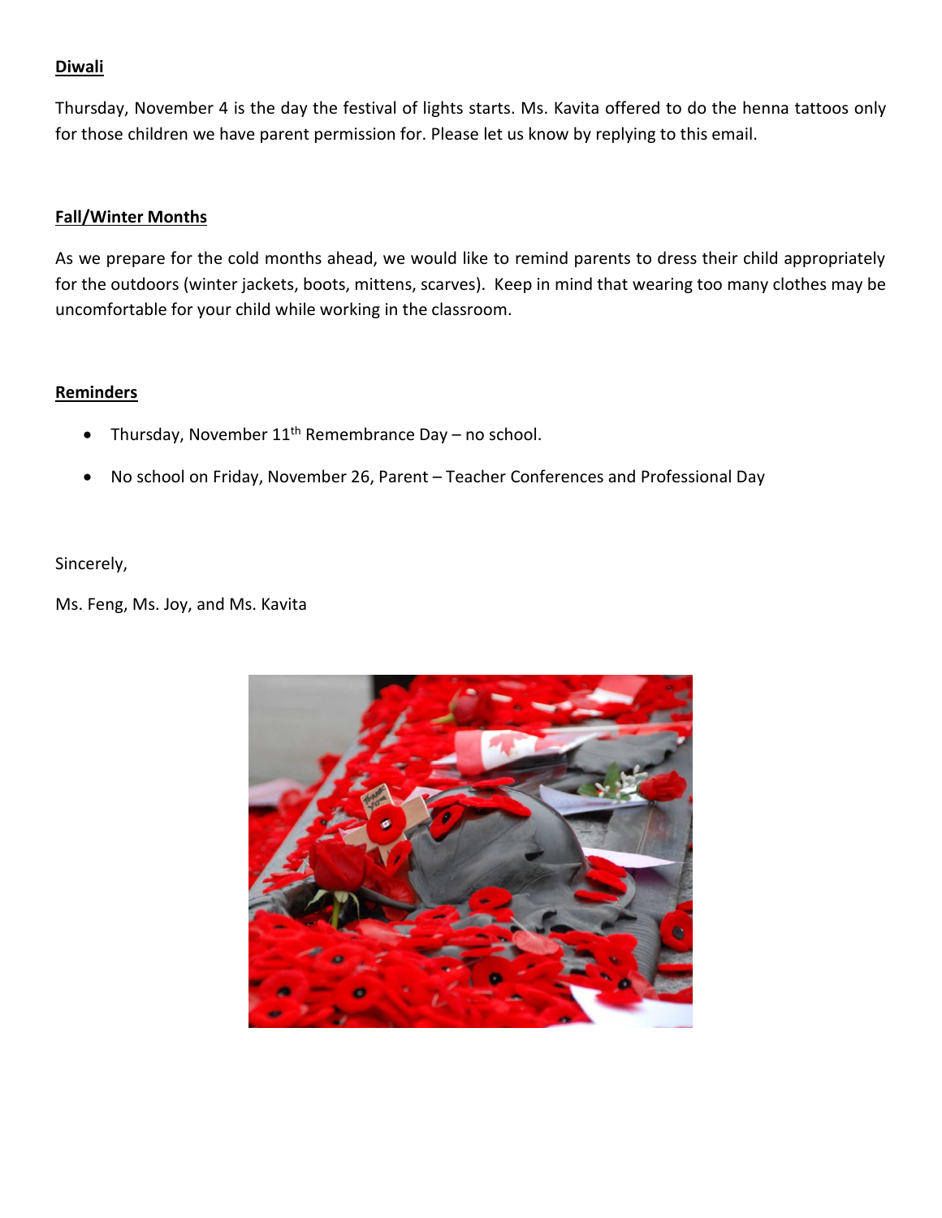**Diwali**

Thursday, November 4 is the day the festival of lights starts. Ms. Kavita offered to do the henna tattoos only for those children we have parent permission for. Please let us know by replying to this email.

**Fall/Winter Months**

As we prepare for the cold months ahead, we would like to remind parents to dress their child appropriately for the outdoors (winter jackets, boots, mittens, scarves). Keep in mind that wearing too many clothes may be uncomfortable for your child while working in the classroom.

**Reminders**

- Thursday, November 11th Remembrance Day – no school.
- No school on Friday, November 26, Parent – Teacher Conferences and Professional Day

Sincerely,

Ms. Feng, Ms. Joy, and Ms. Kavita